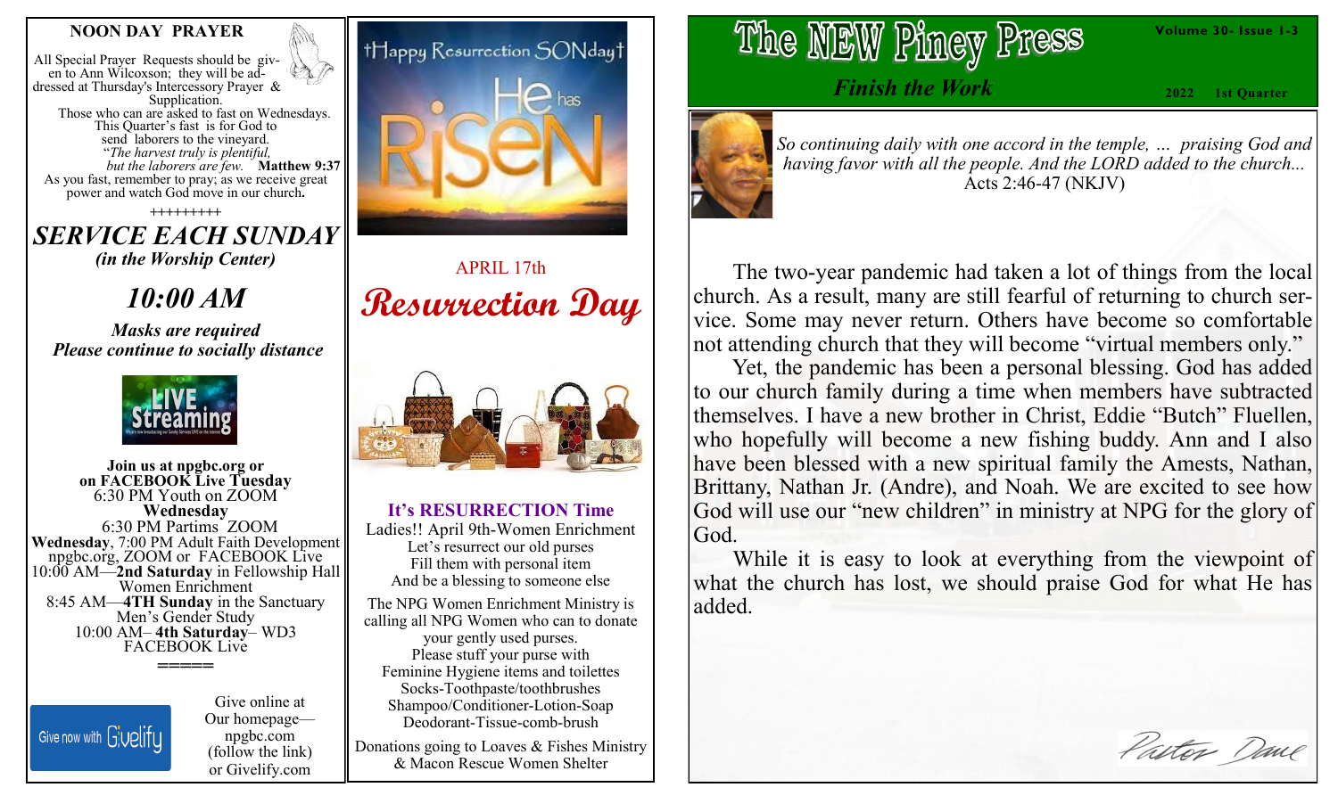## NOON DAY PRAYER

All Special Prayer Requests should be given to Ann Wilcoxson; they will be addressed at Thursday's Intercessory Prayer & Supplication.

Those who can are asked to fast on Wednesdays. This Quarter's fast is for God to send laborers to the vineyard.

"*The harvest truly is plentiful, but the laborers are few.* **Matthew 9:37**

As you fast, remember to pray; as we receive great power and watch God move in our church**.**

+++++++++

## *SERVICE EACH SUNDAY*

***(in the Worship Center)***

## *10:00 AM*

***Masks are required***

***Please continue to socially distance***

**Join us at npgbc.org or on FACEBOOK Live Tuesday**

6:30 PM Youth on ZOOM

**Wednesday**

6:30 PM Partims ZOOM

**Wednesday**, 7:00 PM Adult Faith Development npgbc.org, ZOOM or FACEBOOK Live

10:00 AM—**2nd Saturday** in Fellowship Hall Women Enrichment

8:45 AM—**4TH Sunday** in the Sanctuary Men's Gender Study

10:00 AM– **4th Saturday**– WD3 FACEBOOK Live

=====

Give now with Givelify

Give online at Our homepage—npgbc.com (follow the link) or Givelify.com

†Happy Resurrection SONday†

He has RiSEN

APRIL 17th

# Resurrection Day

### It's RESURRECTION Time

Ladies!! April 9th-Women Enrichment

Let's resurrect our old purses

Fill them with personal item

And be a blessing to someone else

The NPG Women Enrichment Ministry is calling all NPG Women who can to donate your gently used purses.

Please stuff your purse with Feminine Hygiene items and toilettes

Socks-Toothpaste/toothbrushes

Shampoo/Conditioner-Lotion-Soap

Deodorant-Tissue-comb-brush

Donations going to Loaves & Fishes Ministry & Macon Rescue Women Shelter

# The NEW Piney Press

**Volume 30- Issue 1-3**

***Finish the Work***

**2022 1st Quarter**

*So continuing daily with one accord in the temple, ... praising God and having favor with all the people. And the LORD added to the church...* Acts 2:46-47 (NKJV)

The two-year pandemic had taken a lot of things from the local church. As a result, many are still fearful of returning to church service. Some may never return. Others have become so comfortable not attending church that they will become "virtual members only."

Yet, the pandemic has been a personal blessing. God has added to our church family during a time when members have subtracted themselves. I have a new brother in Christ, Eddie "Butch" Fluellen, who hopefully will become a new fishing buddy. Ann and I also have been blessed with a new spiritual family the Amests, Nathan, Brittany, Nathan Jr. (Andre), and Noah. We are excited to see how God will use our "new children" in ministry at NPG for the glory of God.

While it is easy to look at everything from the viewpoint of what the church has lost, we should praise God for what He has added.

Pastor Dave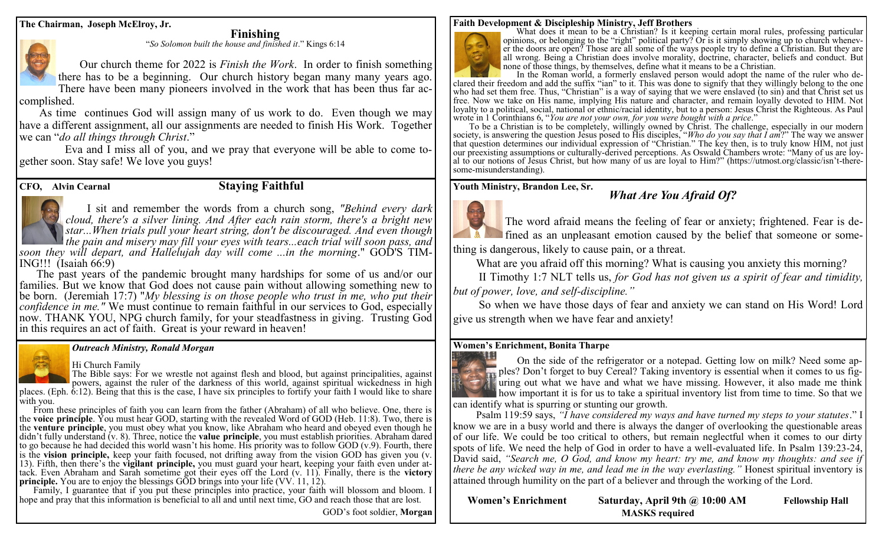**The Chairman, Joseph McElroy, Jr.**

## Finishing

"*So Solomon built the house and finished it*." Kings 6:14

Our church theme for 2022 is *Finish the Work*. In order to finish something there has to be a beginning. Our church history began many many years ago. There have been many pioneers involved in the work that has been thus far accomplished.

As time continues God will assign many of us work to do. Even though we may have a different assignment, all our assignments are needed to finish His Work. Together we can "*do all things through Christ*."

Eva and I miss all of you, and we pray that everyone will be able to come together soon. Stay safe! We love you guys!

**CFO, Alvin Cearnal**

## Staying Faithful

I sit and remember the words from a church song, *"Behind every dark cloud, there's a silver lining. And After each rain storm, there's a bright new star...When trials pull your heart string, don't be discouraged. And even though the pain and misery may fill your eyes with tears...each trial will soon pass, and soon they will depart, and Hallelujah day will come ...in the morning*." GOD'S TIMING!!! (Isaiah 66:9)

The past years of the pandemic brought many hardships for some of us and/or our families. But we know that God does not cause pain without allowing something new to be born. (Jeremiah 17:7) "*My blessing is on those people who trust in me, who put their confidence in me."* We must continue to remain faithful in our services to God, especially now. THANK YOU, NPG church family, for your steadfastness in giving. Trusting God in this requires an act of faith. Great is your reward in heaven!

***Outreach Ministry, Ronald Morgan***

Hi Church Family

The Bible says: For we wrestle not against flesh and blood, but against principalities, against powers, against the ruler of the darkness of this world, against spiritual wickedness in high places. (Eph. 6:12). Being that this is the case, I have six principles to fortify your faith I would like to share with you.

From these principles of faith you can learn from the father (Abraham) of all who believe. One, there is the **voice principle**. You must hear GOD, starting with the revealed Word of GOD (Heb. 11:8). Two, there is the **venture principle**, you must obey what you know, like Abraham who heard and obeyed even though he didn't fully understand (v. 8). Three, notice the **value principle**, you must establish priorities. Abraham dared to go because he had decided this world wasn't his home. His priority was to follow GOD (v.9). Fourth, there is the **vision principle,** keep your faith focused, not drifting away from the vision GOD has given you (v. 13). Fifth, then there's the **vigilant principle,** you must guard your heart, keeping your faith even under attack. Even Abraham and Sarah sometime got their eyes off the Lord (v. 11). Finally, there is the **victory principle.** You are to enjoy the blessings GOD brings into your life (VV. 11, 12).

Family, I guarantee that if you put these principles into practice, your faith will blossom and bloom. I hope and pray that this information is beneficial to all and until next time, GO and reach those that are lost.

GOD's foot soldier, **Morgan**

**Faith Development & Discipleship Ministry, Jeff Brothers**

What does it mean to be a Christian? Is it keeping certain moral rules, professing particular opinions, or belonging to the "right" political party? Or is it simply showing up to church whenever the doors are open? Those are all some of the ways people try to define a Christian. But they are all wrong. Being a Christian does involve morality, doctrine, character, beliefs and conduct. But none of those things, by themselves, define what it means to be a Christian.

In the Roman world, a formerly enslaved person would adopt the name of the ruler who declared their freedom and add the suffix "ian" to it. This was done to signify that they willingly belong to the one who had set them free. Thus, "Christian" is a way of saying that we were enslaved (to sin) and that Christ set us free. Now we take on His name, implying His nature and character, and remain loyally devoted to HIM. Not loyalty to a political, social, national or ethnic/racial identity, but to a person: Jesus Christ the Righteous. As Paul wrote in 1 Corinthians 6, "*You are not your own, for you were bought with a price*."

To be a Christian is to be completely, willingly owned by Christ. The challenge, especially in our modern society, is answering the question Jesus posed to His disciples, "*Who do you say that I am*?" The way we answer that question determines our individual expression of "Christian." The key then, is to truly know HIM, not just our preexisting assumptions or culturally-derived perceptions. As Oswald Chambers wrote: "Many of us are loyal to our notions of Jesus Christ, but how many of us are loyal to Him?" (https://utmost.org/classic/isn't-theresome-misunderstanding).

**Youth Ministry, Brandon Lee, Sr.**

## *What Are You Afraid Of?*

The word afraid means the feeling of fear or anxiety; frightened. Fear is defined as an unpleasant emotion caused by the belief that someone or something is dangerous, likely to cause pain, or a threat.

What are you afraid off this morning? What is causing you anxiety this morning?

II Timothy 1:7 NLT tells us, *for God has not given us a spirit of fear and timidity, but of power, love, and self-discipline."*

So when we have those days of fear and anxiety we can stand on His Word! Lord give us strength when we have fear and anxiety!

**Women's Enrichment, Bonita Tharpe**

On the side of the refrigerator or a notepad. Getting low on milk? Need some apples? Don't forget to buy Cereal? Taking inventory is essential when it comes to us figuring out what we have and what we have missing. However, it also made me think how important it is for us to take a spiritual inventory list from time to time. So that we can identify what is spurring or stunting our growth.

Psalm 119:59 says, *"I have considered my ways and have turned my steps to your statutes*." I know we are in a busy world and there is always the danger of overlooking the questionable areas of our life. We could be too critical to others, but remain neglectful when it comes to our dirty spots of life. We need the help of God in order to have a well-evaluated life. In Psalm 139:23-24, David said, *"Search me, O God, and know my heart: try me, and know my thoughts: and see if there be any wicked way in me, and lead me in the way everlasting."* Honest spiritual inventory is attained through humility on the part of a believer and through the working of the Lord.

**Women's Enrichment** **Saturday, April 9th @ 10:00 AM** **Fellowship Hall**

**MASKS required**